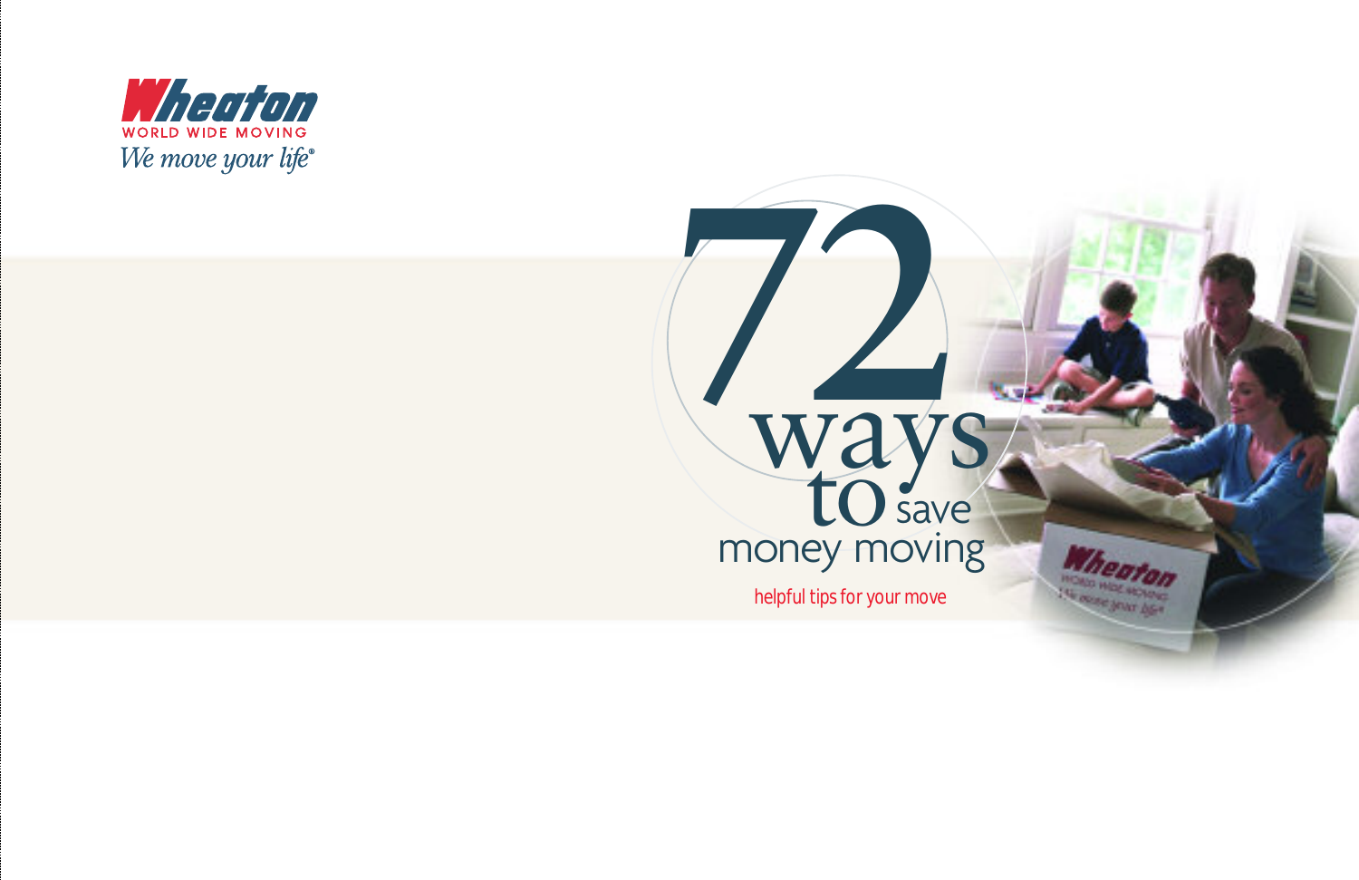Wheaton

WORLD WIDE MOVING

*We move your life®*

# 72 ways to save money moving

helpful tips for your move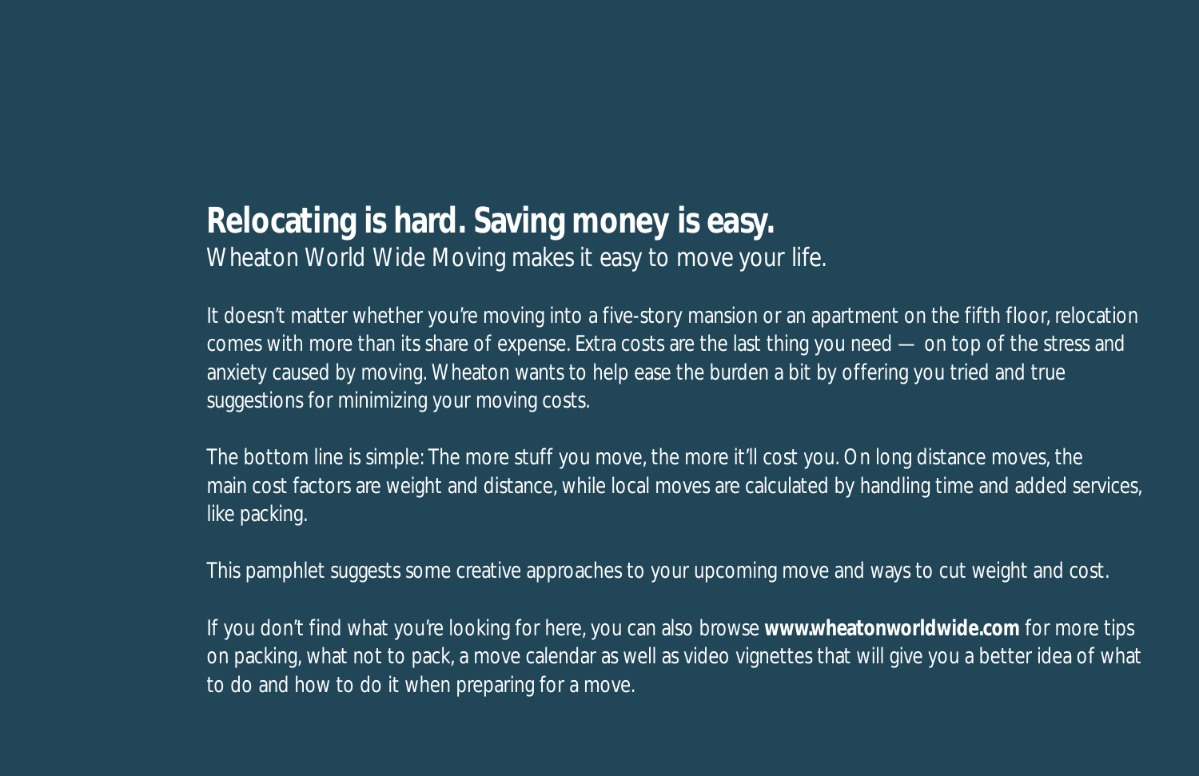## Relocating is hard. Saving money is easy.

Wheaton World Wide Moving makes it easy to move your life.

It doesn't matter whether you're moving into a five-story mansion or an apartment on the fifth floor, relocation comes with more than its share of expense. Extra costs are the last thing you need — on top of the stress and anxiety caused by moving. Wheaton wants to help ease the burden a bit by offering you tried and true suggestions for minimizing your moving costs.

The bottom line is simple: The more stuff you move, the more it'll cost you. On long distance moves, the main cost factors are weight and distance, while local moves are calculated by handling time and added services, like packing.

This pamphlet suggests some creative approaches to your upcoming move and ways to cut weight and cost.

If you don't find what you're looking for here, you can also browse **www.wheatonworldwide.com** for more tips on packing, what not to pack, a move calendar as well as video vignettes that will give you a better idea of what to do and how to do it when preparing for a move.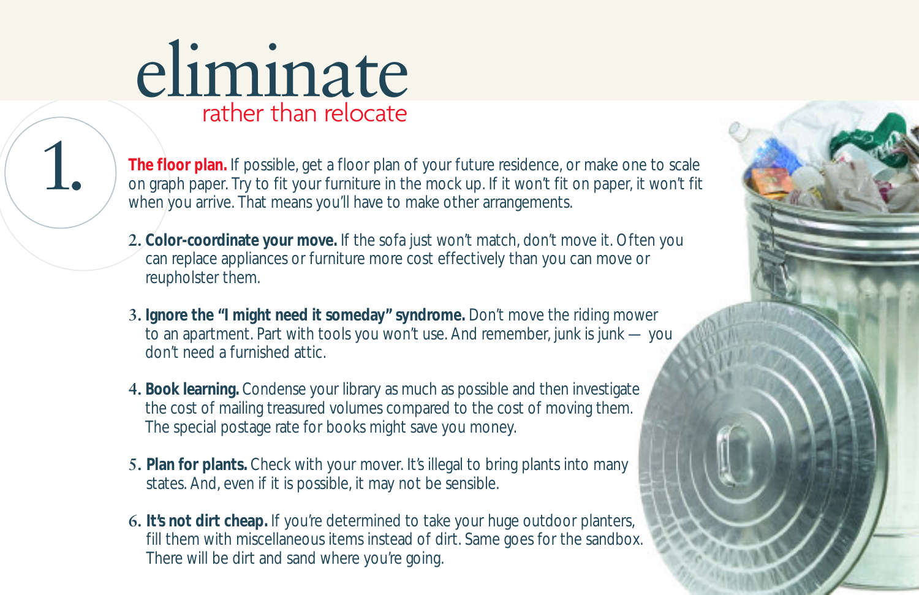# eliminate

## rather than relocate

1. **The floor plan.** If possible, get a floor plan of your future residence, or make one to scale on graph paper. Try to fit your furniture in the mock up. If it won't fit on paper, it won't fit when you arrive. That means you'll have to make other arrangements.

2. **Color-coordinate your move.** If the sofa just won't match, don't move it. Often you can replace appliances or furniture more cost effectively than you can move or reupholster them.

3. **Ignore the "I might need it someday" syndrome.** Don't move the riding mower to an apartment. Part with tools you won't use. And remember, junk is junk — you don't need a furnished attic.

4. **Book learning.** Condense your library as much as possible and then investigate the cost of mailing treasured volumes compared to the cost of moving them. The special postage rate for books might save you money.

5. **Plan for plants.** Check with your mover. It's illegal to bring plants into many states. And, even if it is possible, it may not be sensible.

6. **It's not dirt cheap.** If you're determined to take your huge outdoor planters, fill them with miscellaneous items instead of dirt. Same goes for the sandbox. There will be dirt and sand where you're going.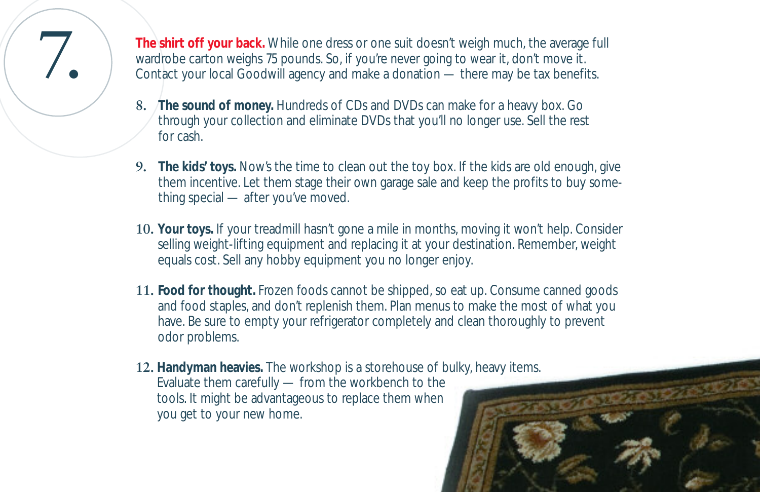7. **The shirt off your back.** While one dress or one suit doesn't weigh much, the average full wardrobe carton weighs 75 pounds. So, if you're never going to wear it, don't move it. Contact your local Goodwill agency and make a donation — there may be tax benefits.

8. **The sound of money.** Hundreds of CDs and DVDs can make for a heavy box. Go through your collection and eliminate DVDs that you'll no longer use. Sell the rest for cash.

9. **The kids' toys.** Now's the time to clean out the toy box. If the kids are old enough, give them incentive. Let them stage their own garage sale and keep the profits to buy something special — after you've moved.

10. **Your toys.** If your treadmill hasn't gone a mile in months, moving it won't help. Consider selling weight-lifting equipment and replacing it at your destination. Remember, weight equals cost. Sell any hobby equipment you no longer enjoy.

11. **Food for thought.** Frozen foods cannot be shipped, so eat up. Consume canned goods and food staples, and don't replenish them. Plan menus to make the most of what you have. Be sure to empty your refrigerator completely and clean thoroughly to prevent odor problems.

12. **Handyman heavies.** The workshop is a storehouse of bulky, heavy items. Evaluate them carefully — from the workbench to the tools. It might be advantageous to replace them when you get to your new home.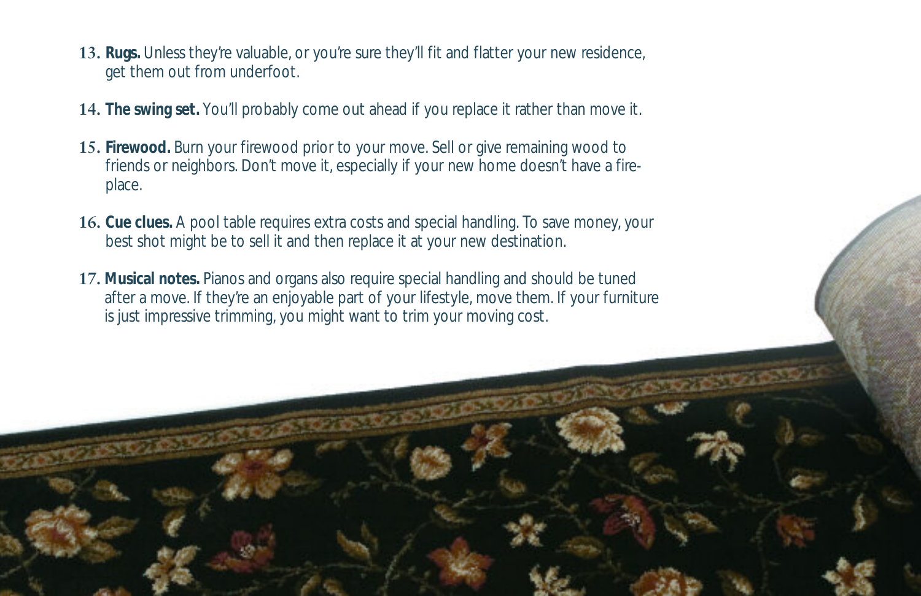13. **Rugs.** Unless they're valuable, or you're sure they'll fit and flatter your new residence, get them out from underfoot.

14. **The swing set.** You'll probably come out ahead if you replace it rather than move it.

15. **Firewood.** Burn your firewood prior to your move. Sell or give remaining wood to friends or neighbors. Don't move it, especially if your new home doesn't have a fireplace.

16. **Cue clues.** A pool table requires extra costs and special handling. To save money, your best shot might be to sell it and then replace it at your new destination.

17. **Musical notes.** Pianos and organs also require special handling and should be tuned after a move. If they're an enjoyable part of your lifestyle, move them. If your furniture is just impressive trimming, you might want to trim your moving cost.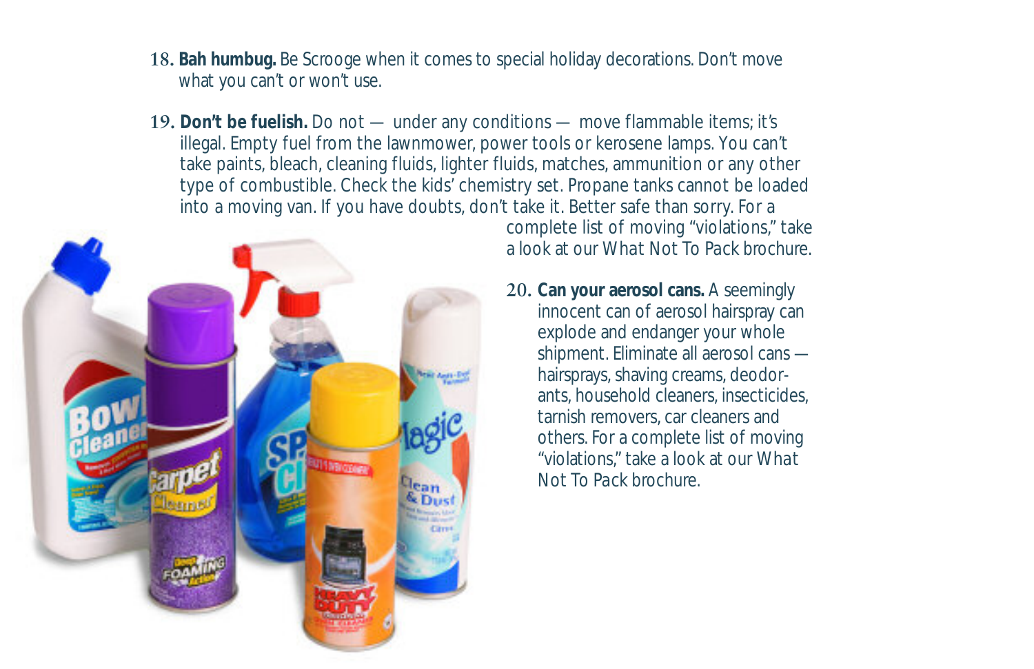18. **Bah humbug.** Be Scrooge when it comes to special holiday decorations. Don't move what you can't or won't use.

19. **Don't be fuelish.** Do not — under any conditions — move flammable items; it's illegal. Empty fuel from the lawnmower, power tools or kerosene lamps. You can't take paints, bleach, cleaning fluids, lighter fluids, matches, ammunition or any other type of combustible. Check the kids' chemistry set. Propane tanks cannot be loaded into a moving van. If you have doubts, don't take it. Better safe than sorry. For a complete list of moving "violations," take a look at our What Not To Pack brochure.

20. **Can your aerosol cans.** A seemingly innocent can of aerosol hairspray can explode and endanger your whole shipment. Eliminate all aerosol cans — hairsprays, shaving creams, deodorants, household cleaners, insecticides, tarnish removers, car cleaners and others. For a complete list of moving "violations," take a look at our What Not To Pack brochure.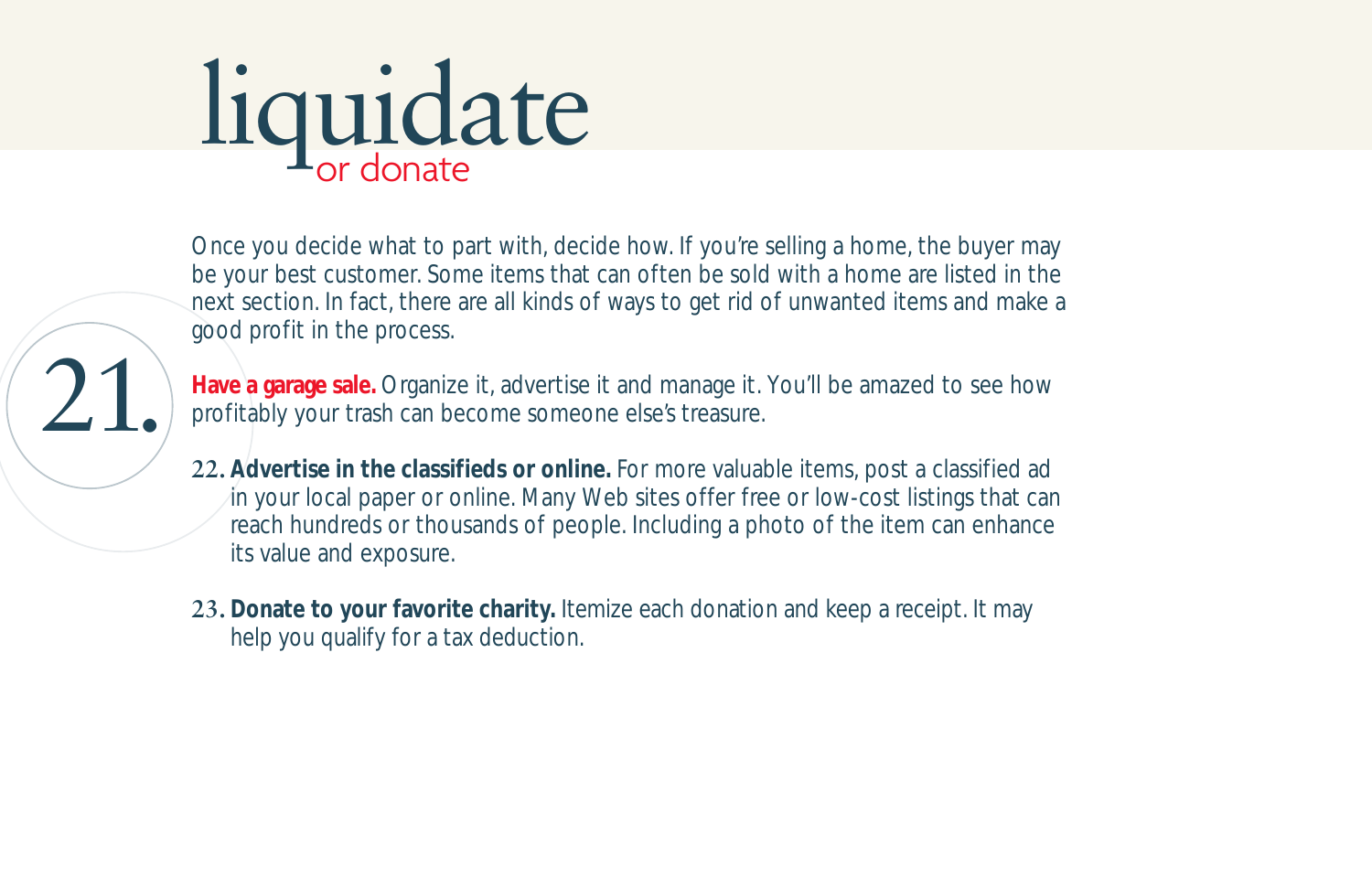# liquidate
## or donate

Once you decide what to part with, decide how. If you're selling a home, the buyer may be your best customer. Some items that can often be sold with a home are listed in the next section. In fact, there are all kinds of ways to get rid of unwanted items and make a good profit in the process.

21. **Have a garage sale.** Organize it, advertise it and manage it. You'll be amazed to see how profitably your trash can become someone else's treasure.

22. **Advertise in the classifieds or online.** For more valuable items, post a classified ad in your local paper or online. Many Web sites offer free or low-cost listings that can reach hundreds or thousands of people. Including a photo of the item can enhance its value and exposure.

23. **Donate to your favorite charity.** Itemize each donation and keep a receipt. It may help you qualify for a tax deduction.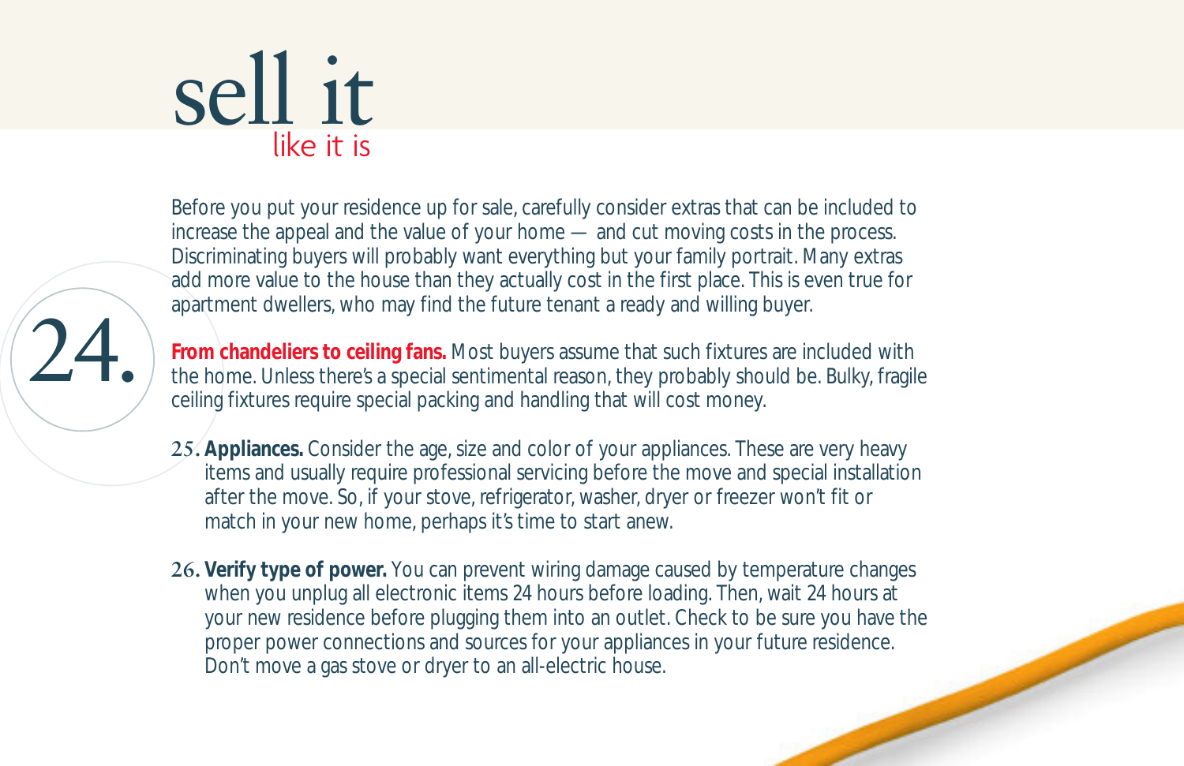# sell it

## like it is

Before you put your residence up for sale, carefully consider extras that can be included to increase the appeal and the value of your home — and cut moving costs in the process. Discriminating buyers will probably want everything but your family portrait. Many extras add more value to the house than they actually cost in the first place. This is even true for apartment dwellers, who may find the future tenant a ready and willing buyer.

24. **From chandeliers to ceiling fans.** Most buyers assume that such fixtures are included with the home. Unless there's a special sentimental reason, they probably should be. Bulky, fragile ceiling fixtures require special packing and handling that will cost money.

25. **Appliances.** Consider the age, size and color of your appliances. These are very heavy items and usually require professional servicing before the move and special installation after the move. So, if your stove, refrigerator, washer, dryer or freezer won't fit or match in your new home, perhaps it's time to start anew.

26. **Verify type of power.** You can prevent wiring damage caused by temperature changes when you unplug all electronic items 24 hours before loading. Then, wait 24 hours at your new residence before plugging them into an outlet. Check to be sure you have the proper power connections and sources for your appliances in your future residence. Don't move a gas stove or dryer to an all-electric house.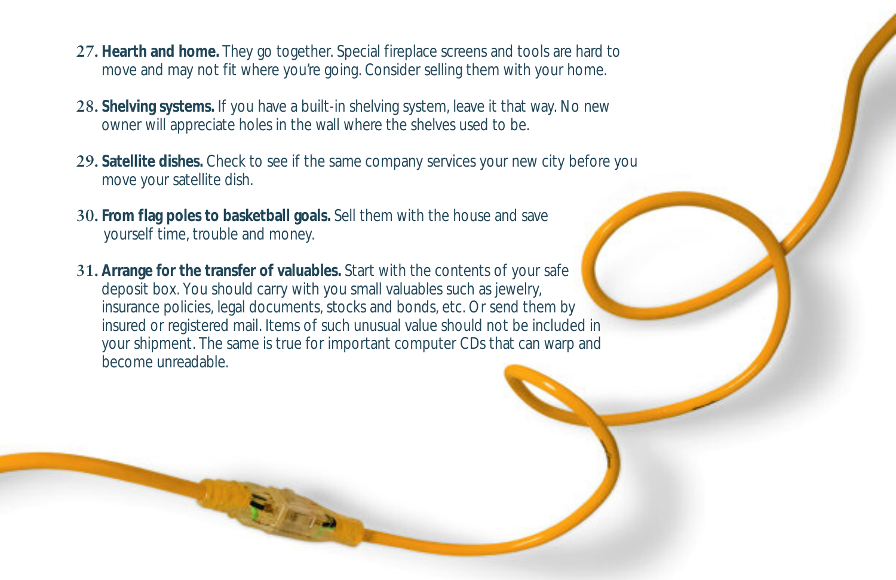27. **Hearth and home.** They go together. Special fireplace screens and tools are hard to move and may not fit where you're going. Consider selling them with your home.

28. **Shelving systems.** If you have a built-in shelving system, leave it that way. No new owner will appreciate holes in the wall where the shelves used to be.

29. **Satellite dishes.** Check to see if the same company services your new city before you move your satellite dish.

30. **From flag poles to basketball goals.** Sell them with the house and save yourself time, trouble and money.

31. **Arrange for the transfer of valuables.** Start with the contents of your safe deposit box. You should carry with you small valuables such as jewelry, insurance policies, legal documents, stocks and bonds, etc. Or send them by insured or registered mail. Items of such unusual value should not be included in your shipment. The same is true for important computer CDs that can warp and become unreadable.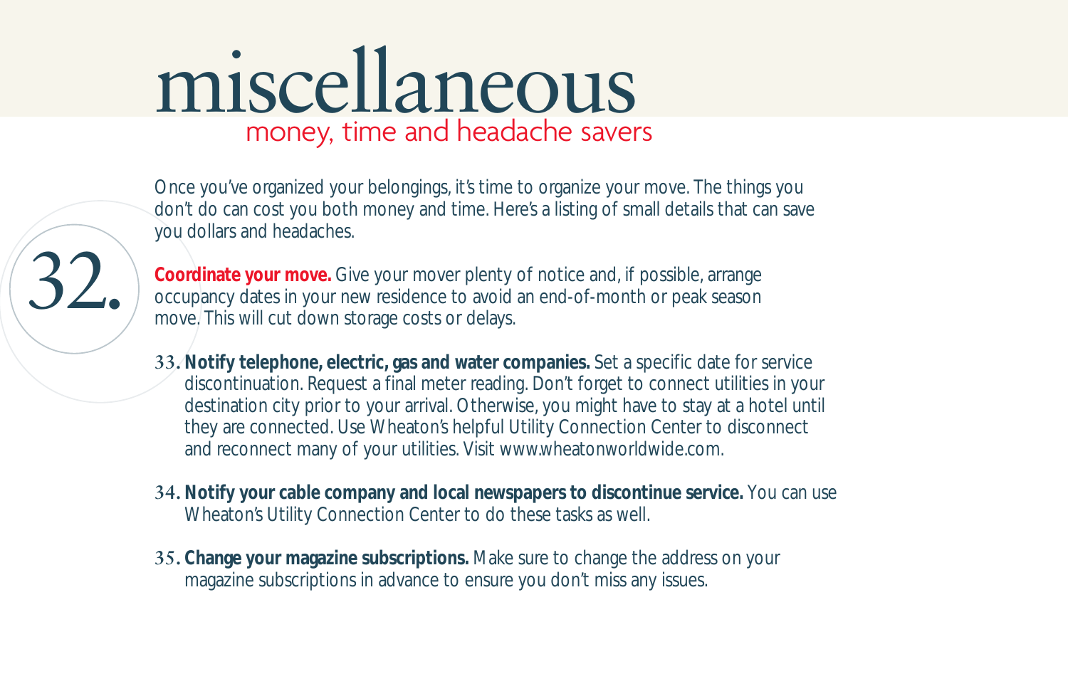# miscellaneous

## money, time and headache savers

Once you've organized your belongings, it's time to organize your move. The things you don't do can cost you both money and time. Here's a listing of small details that can save you dollars and headaches.

32. **Coordinate your move.** Give your mover plenty of notice and, if possible, arrange occupancy dates in your new residence to avoid an end-of-month or peak season move. This will cut down storage costs or delays.

33. **Notify telephone, electric, gas and water companies.** Set a specific date for service discontinuation. Request a final meter reading. Don't forget to connect utilities in your destination city prior to your arrival. Otherwise, you might have to stay at a hotel until they are connected. Use Wheaton's helpful Utility Connection Center to disconnect and reconnect many of your utilities. Visit www.wheatonworldwide.com.

34. **Notify your cable company and local newspapers to discontinue service.** You can use Wheaton's Utility Connection Center to do these tasks as well.

35. **Change your magazine subscriptions.** Make sure to change the address on your magazine subscriptions in advance to ensure you don't miss any issues.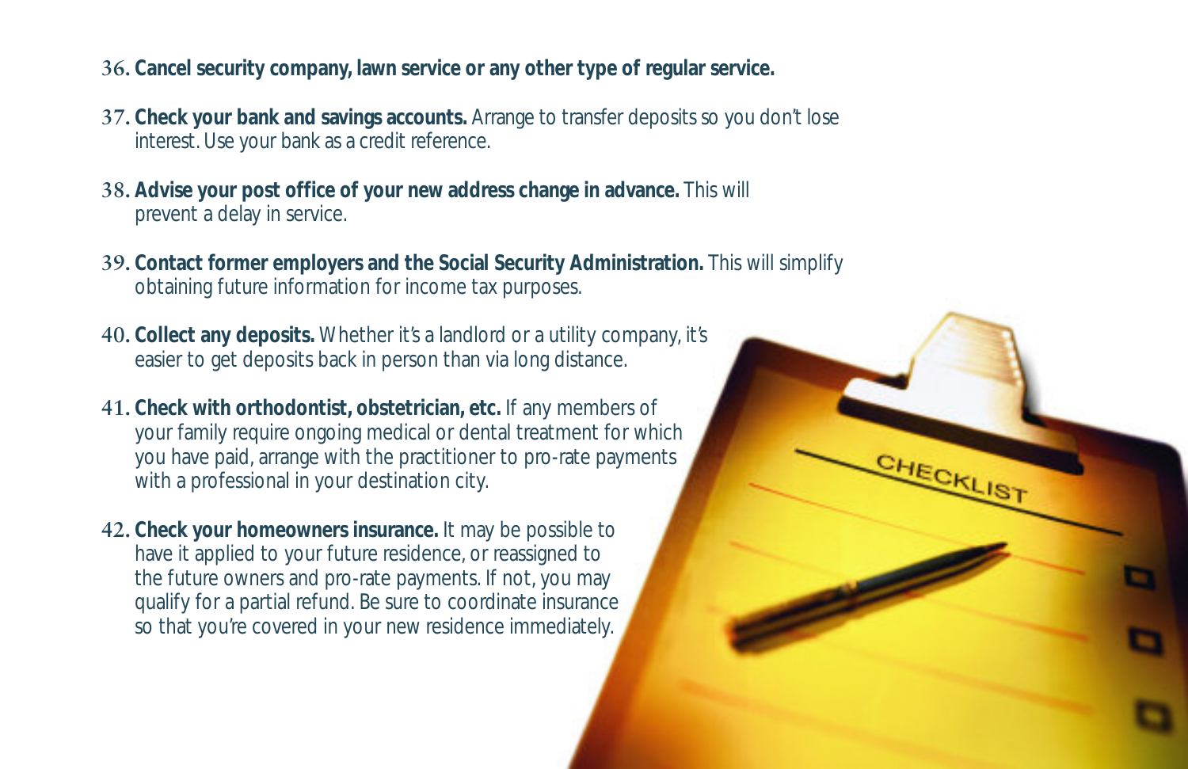36. **Cancel security company, lawn service or any other type of regular service.**

37. **Check your bank and savings accounts.** Arrange to transfer deposits so you don't lose interest. Use your bank as a credit reference.

38. **Advise your post office of your new address change in advance.** This will prevent a delay in service.

39. **Contact former employers and the Social Security Administration.** This will simplify obtaining future information for income tax purposes.

40. **Collect any deposits.** Whether it's a landlord or a utility company, it's easier to get deposits back in person than via long distance.

41. **Check with orthodontist, obstetrician, etc.** If any members of your family require ongoing medical or dental treatment for which you have paid, arrange with the practitioner to pro-rate payments with a professional in your destination city.

42. **Check your homeowners insurance.** It may be possible to have it applied to your future residence, or reassigned to the future owners and pro-rate payments. If not, you may qualify for a partial refund. Be sure to coordinate insurance so that you're covered in your new residence immediately.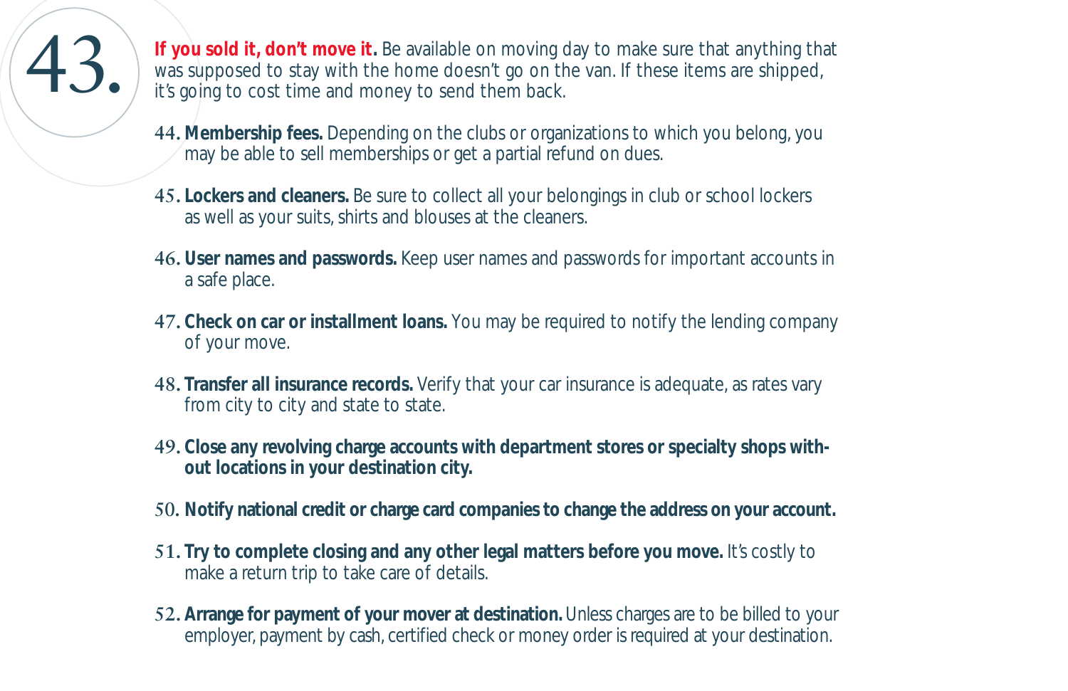43. **If you sold it, don't move it.** Be available on moving day to make sure that anything that was supposed to stay with the home doesn't go on the van. If these items are shipped, it's going to cost time and money to send them back.

44. **Membership fees.** Depending on the clubs or organizations to which you belong, you may be able to sell memberships or get a partial refund on dues.

45. **Lockers and cleaners.** Be sure to collect all your belongings in club or school lockers as well as your suits, shirts and blouses at the cleaners.

46. **User names and passwords.** Keep user names and passwords for important accounts in a safe place.

47. **Check on car or installment loans.** You may be required to notify the lending company of your move.

48. **Transfer all insurance records.** Verify that your car insurance is adequate, as rates vary from city to city and state to state.

49. **Close any revolving charge accounts with department stores or specialty shops without locations in your destination city.**

50. **Notify national credit or charge card companies to change the address on your account.**

51. **Try to complete closing and any other legal matters before you move.** It's costly to make a return trip to take care of details.

52. **Arrange for payment of your mover at destination.** Unless charges are to be billed to your employer, payment by cash, certified check or money order is required at your destination.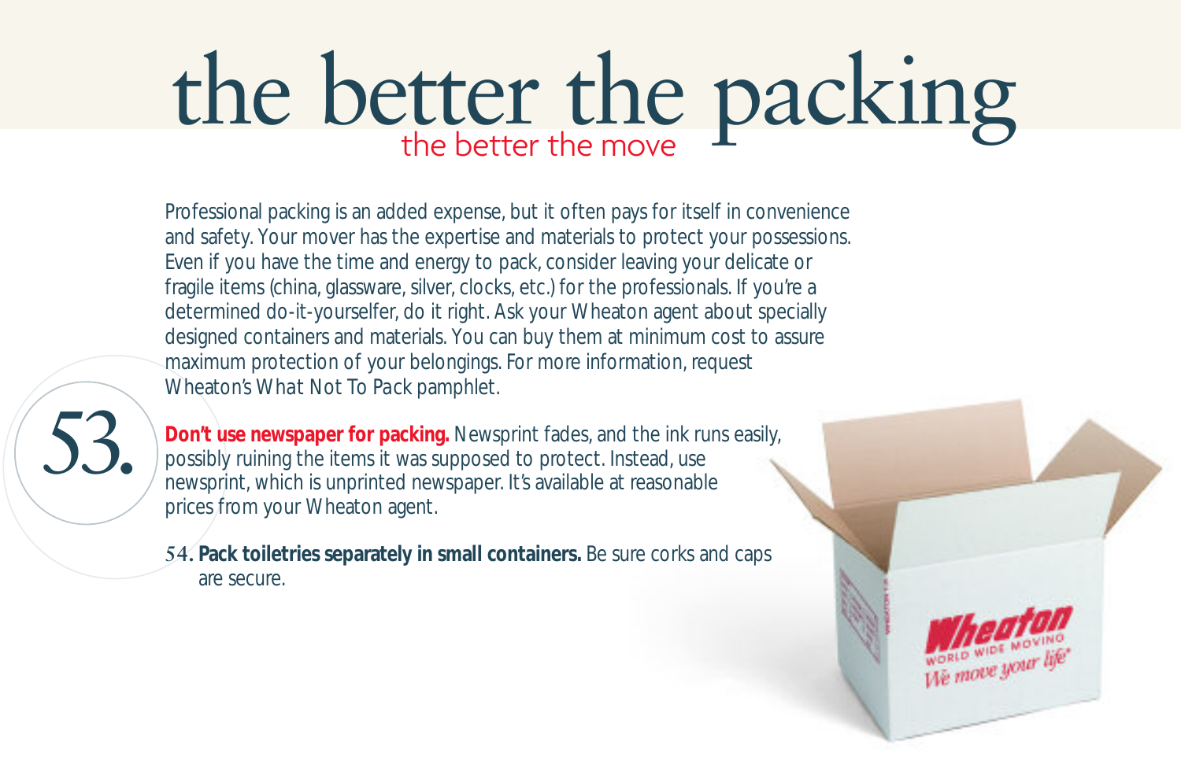# the better the packing

## the better the move

Professional packing is an added expense, but it often pays for itself in convenience and safety. Your mover has the expertise and materials to protect your possessions. Even if you have the time and energy to pack, consider leaving your delicate or fragile items (china, glassware, silver, clocks, etc.) for the professionals. If you're a determined do-it-yourselfer, do it right. Ask your Wheaton agent about specially designed containers and materials. You can buy them at minimum cost to assure maximum protection of your belongings. For more information, request Wheaton's *What Not To Pack* pamphlet.

53. **Don't use newspaper for packing.** Newsprint fades, and the ink runs easily, possibly ruining the items it was supposed to protect. Instead, use newsprint, which is unprinted newspaper. It's available at reasonable prices from your Wheaton agent.

54. **Pack toiletries separately in small containers.** Be sure corks and caps are secure.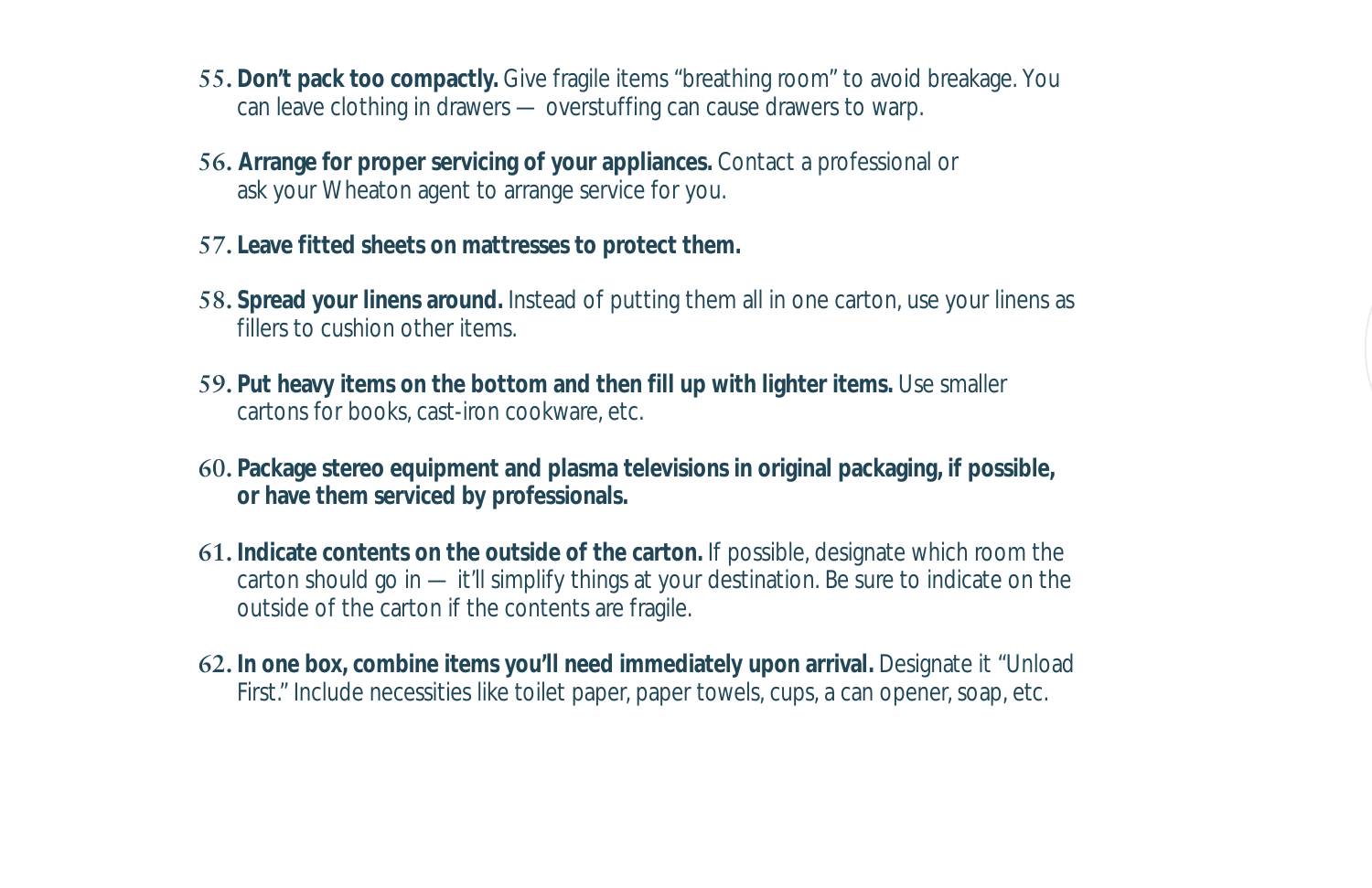55. **Don't pack too compactly.** Give fragile items "breathing room" to avoid breakage. You can leave clothing in drawers — overstuffing can cause drawers to warp.
56. **Arrange for proper servicing of your appliances.** Contact a professional or ask your Wheaton agent to arrange service for you.
57. **Leave fitted sheets on mattresses to protect them.**
58. **Spread your linens around.** Instead of putting them all in one carton, use your linens as fillers to cushion other items.
59. **Put heavy items on the bottom and then fill up with lighter items.** Use smaller cartons for books, cast-iron cookware, etc.
60. **Package stereo equipment and plasma televisions in original packaging, if possible, or have them serviced by professionals.**
61. **Indicate contents on the outside of the carton.** If possible, designate which room the carton should go in — it'll simplify things at your destination. Be sure to indicate on the outside of the carton if the contents are fragile.
62. **In one box, combine items you'll need immediately upon arrival.** Designate it "Unload First." Include necessities like toilet paper, paper towels, cups, a can opener, soap, etc.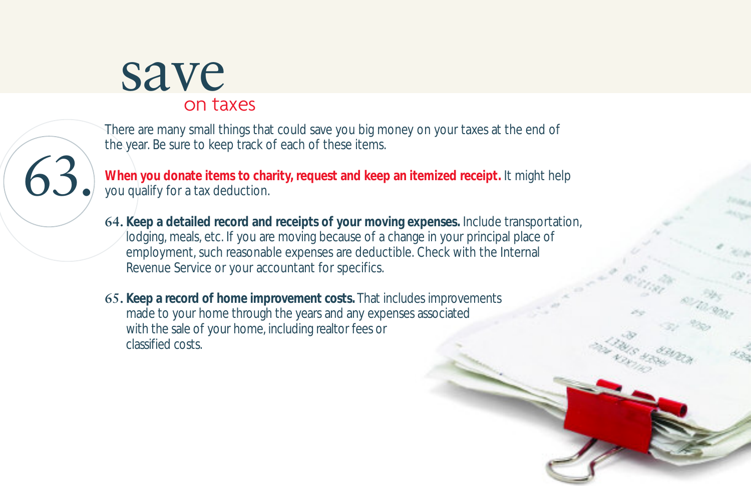# save
## on taxes

There are many small things that could save you big money on your taxes at the end of the year. Be sure to keep track of each of these items.

63. **When you donate items to charity, request and keep an itemized receipt.** It might help you qualify for a tax deduction.

64. **Keep a detailed record and receipts of your moving expenses.** Include transportation, lodging, meals, etc. If you are moving because of a change in your principal place of employment, such reasonable expenses are deductible. Check with the Internal Revenue Service or your accountant for specifics.

65. **Keep a record of home improvement costs.** That includes improvements made to your home through the years and any expenses associated with the sale of your home, including realtor fees or classified costs.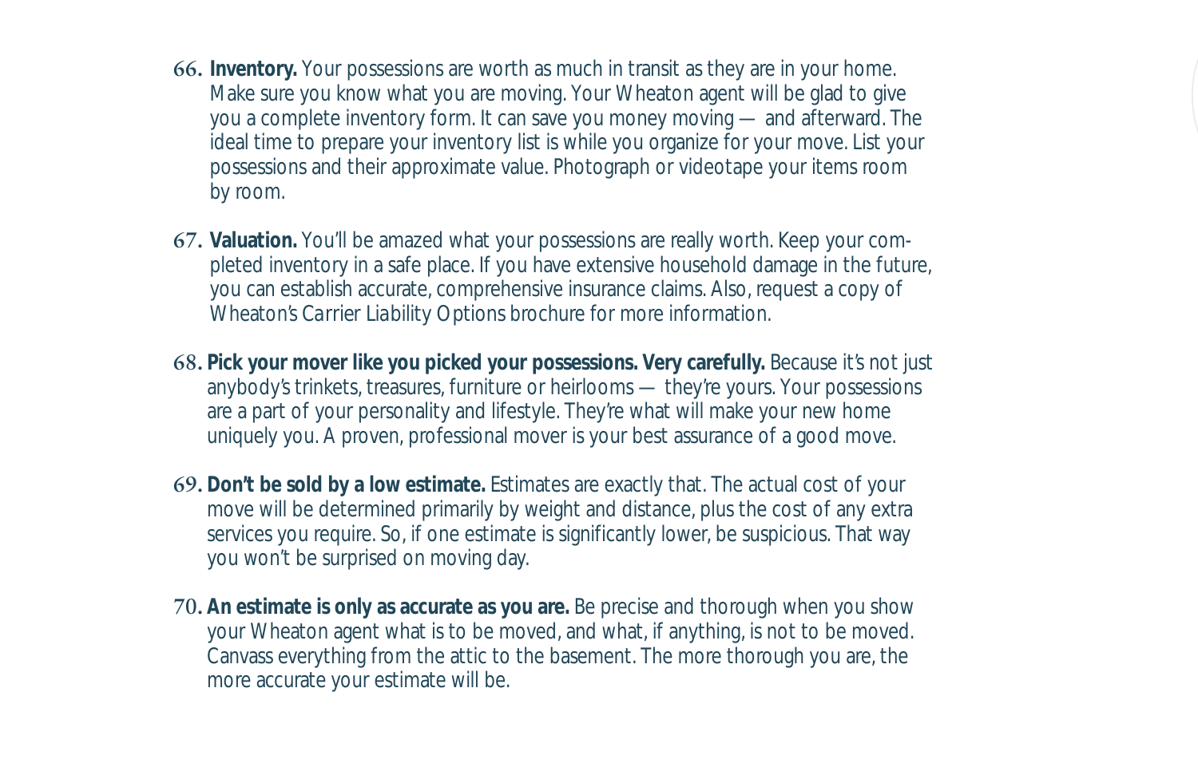66. **Inventory.** Your possessions are worth as much in transit as they are in your home. Make sure you know what you are moving. Your Wheaton agent will be glad to give you a complete inventory form. It can save you money moving — and afterward. The ideal time to prepare your inventory list is while you organize for your move. List your possessions and their approximate value. Photograph or videotape your items room by room.

67. **Valuation.** You'll be amazed what your possessions are really worth. Keep your completed inventory in a safe place. If you have extensive household damage in the future, you can establish accurate, comprehensive insurance claims. Also, request a copy of Wheaton's *Carrier Liability Options* brochure for more information.

68. **Pick your mover like you picked your possessions. Very carefully.** Because it's not just anybody's trinkets, treasures, furniture or heirlooms — they're yours. Your possessions are a part of your personality and lifestyle. They're what will make your new home uniquely you. A proven, professional mover is your best assurance of a good move.

69. **Don't be sold by a low estimate.** Estimates are exactly that. The actual cost of your move will be determined primarily by weight and distance, plus the cost of any extra services you require. So, if one estimate is significantly lower, be suspicious. That way you won't be surprised on moving day.

70. **An estimate is only as accurate as you are.** Be precise and thorough when you show your Wheaton agent what is to be moved, and what, if anything, is not to be moved. Canvass everything from the attic to the basement. The more thorough you are, the more accurate your estimate will be.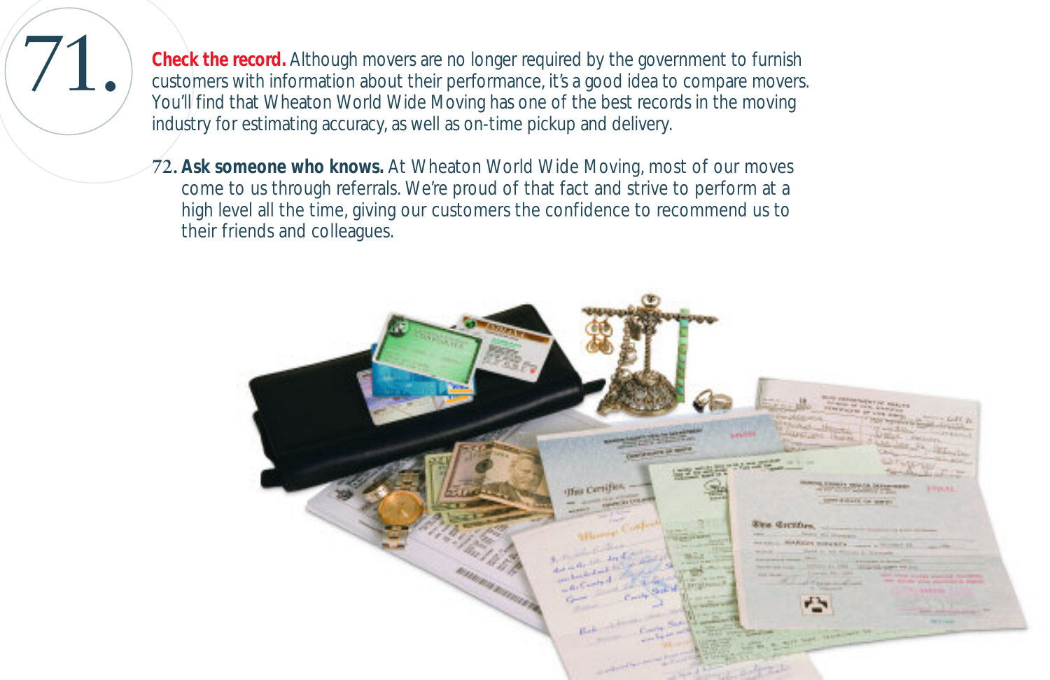71. **Check the record.** Although movers are no longer required by the government to furnish customers with information about their performance, it's a good idea to compare movers. You'll find that Wheaton World Wide Moving has one of the best records in the moving industry for estimating accuracy, as well as on-time pickup and delivery.

72. **Ask someone who knows.** At Wheaton World Wide Moving, most of our moves come to us through referrals. We're proud of that fact and strive to perform at a high level all the time, giving our customers the confidence to recommend us to their friends and colleagues.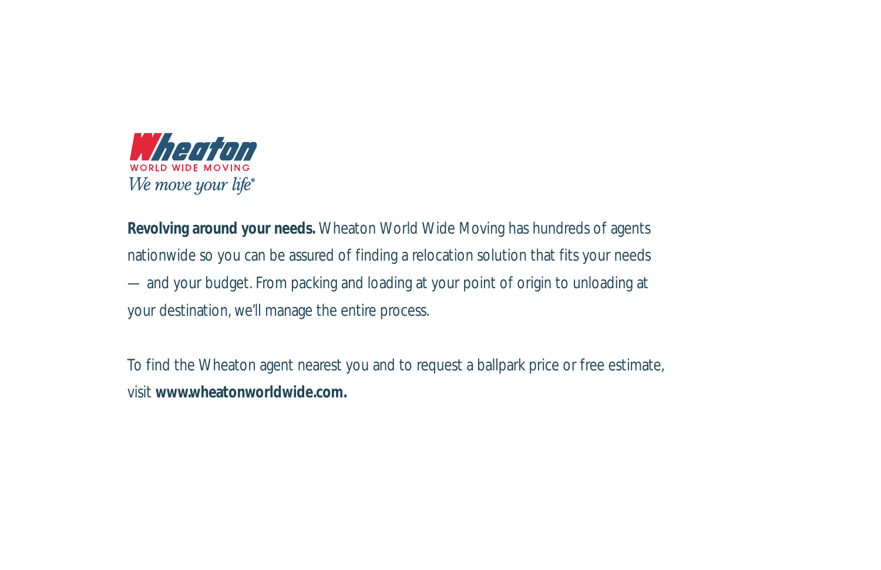**Wheaton**
WORLD WIDE MOVING
*We move your life®*

**Revolving around your needs.** Wheaton World Wide Moving has hundreds of agents nationwide so you can be assured of finding a relocation solution that fits your needs — and your budget. From packing and loading at your point of origin to unloading at your destination, we'll manage the entire process.

To find the Wheaton agent nearest you and to request a ballpark price or free estimate, visit **www.wheatonworldwide.com.**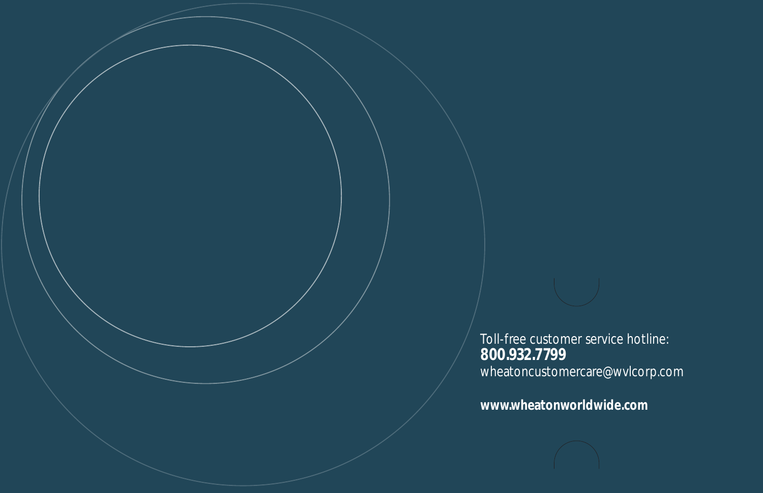Toll-free customer service hotline:
**800.932.7799**
wheatoncustomercare@wvlcorp.com

**www.wheatonworldwide.com**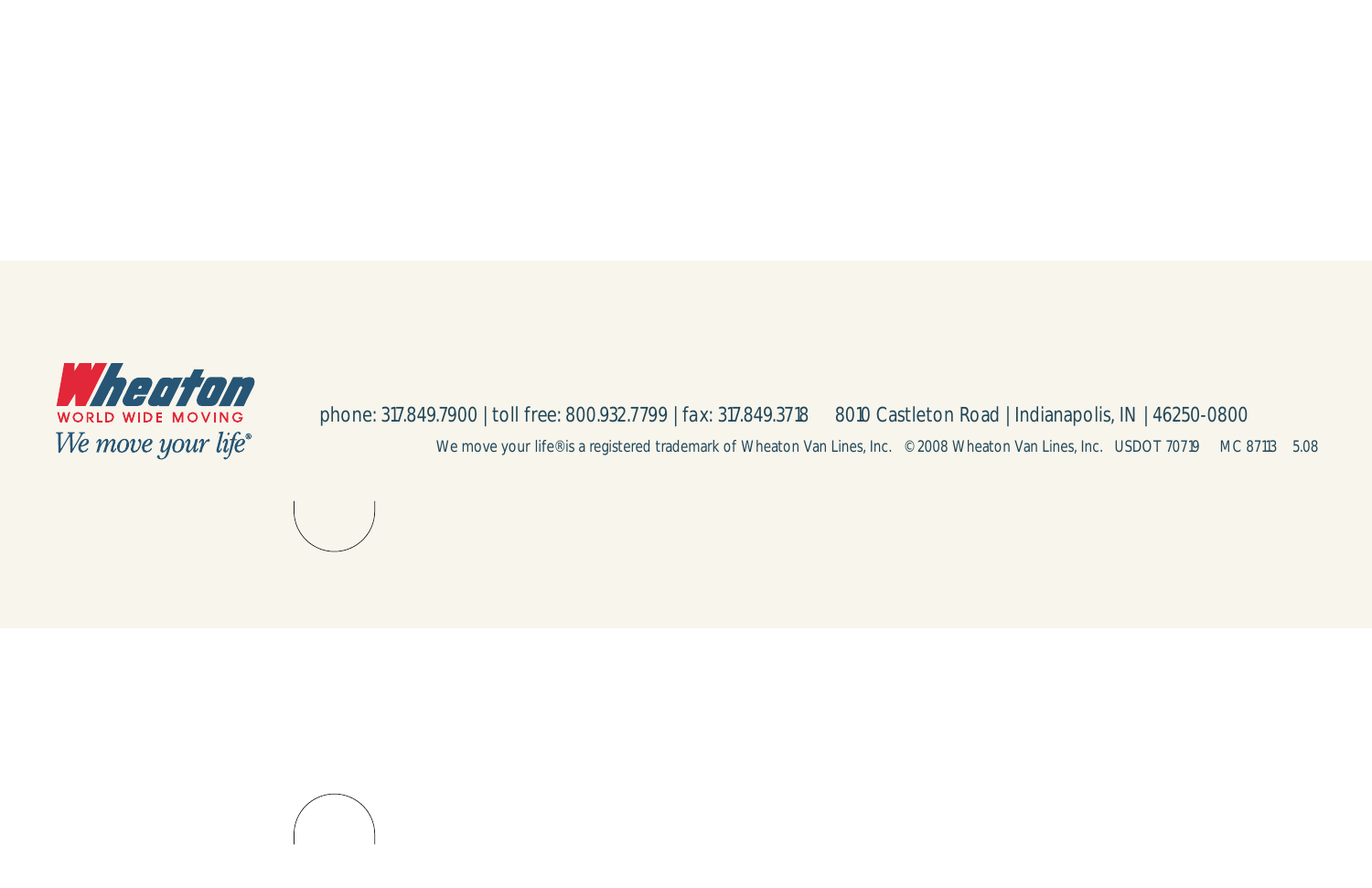Wheaton

WORLD WIDE MOVING

*We move your life®*

phone: 317.849.7900 | toll free: 800.932.7799 | fax: 317.849.3718     8010 Castleton Road | Indianapolis, IN | 46250-0800

We move your life® is a registered trademark of Wheaton Van Lines, Inc.   © 2008 Wheaton Van Lines, Inc.   USDOT 70719   MC 87113   5.08